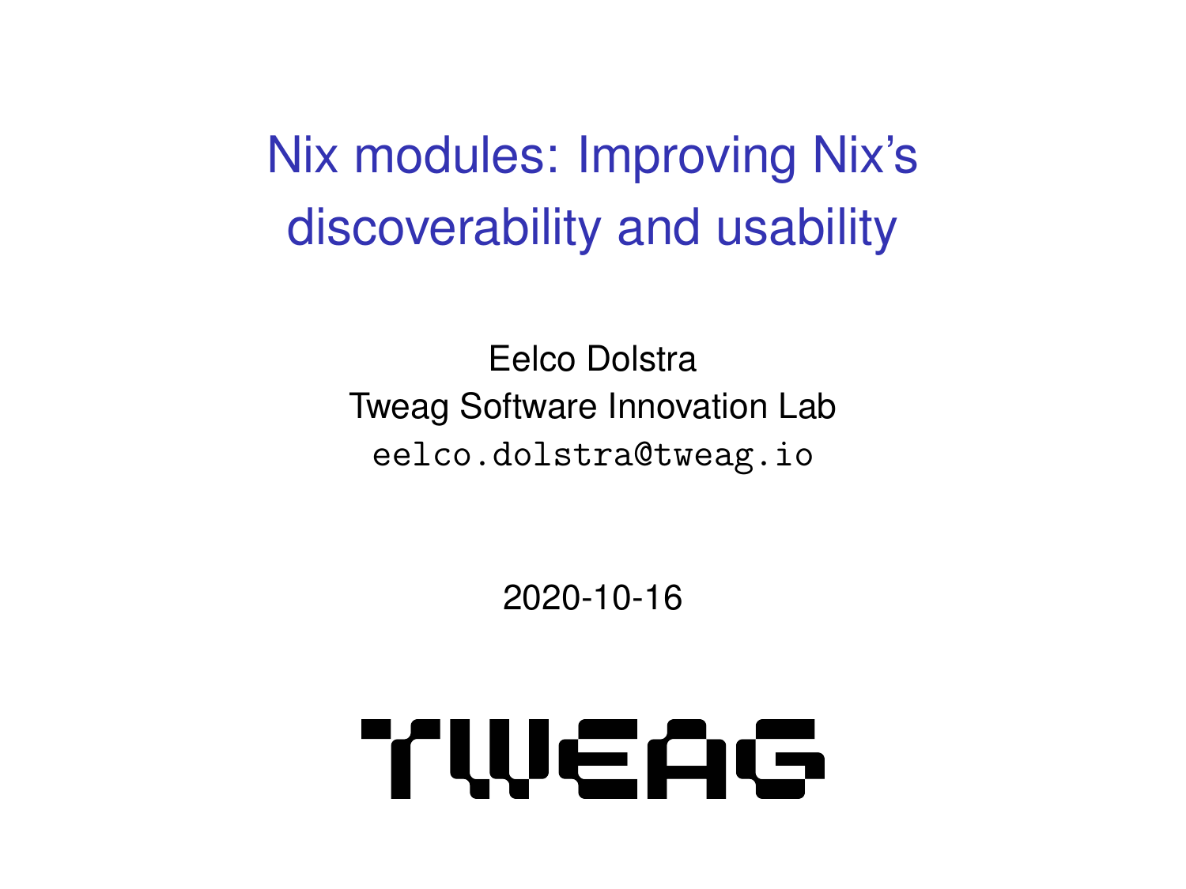# Nix modules: Improving Nix's discoverability and usability

Eelco Dolstra
Tweag Software Innovation Lab
`eelco.dolstra@tweag.io`

2020-10-16

TWEAG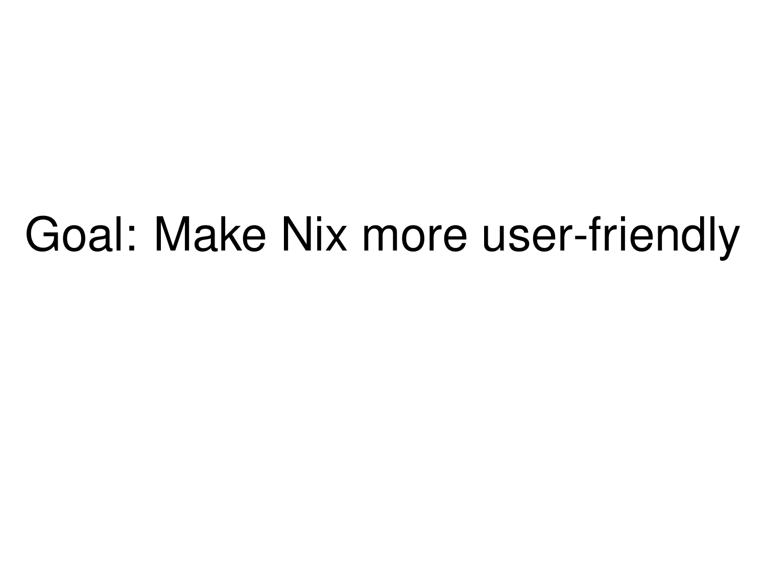Goal: Make Nix more user-friendly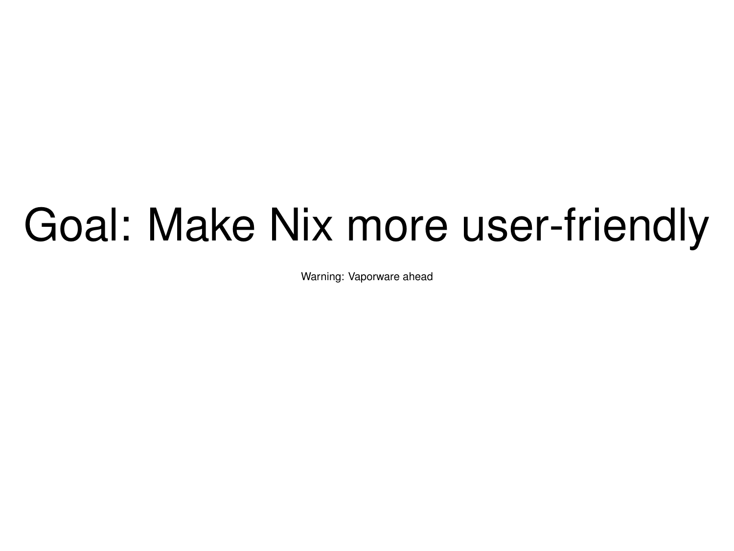# Goal: Make Nix more user-friendly

Warning: Vaporware ahead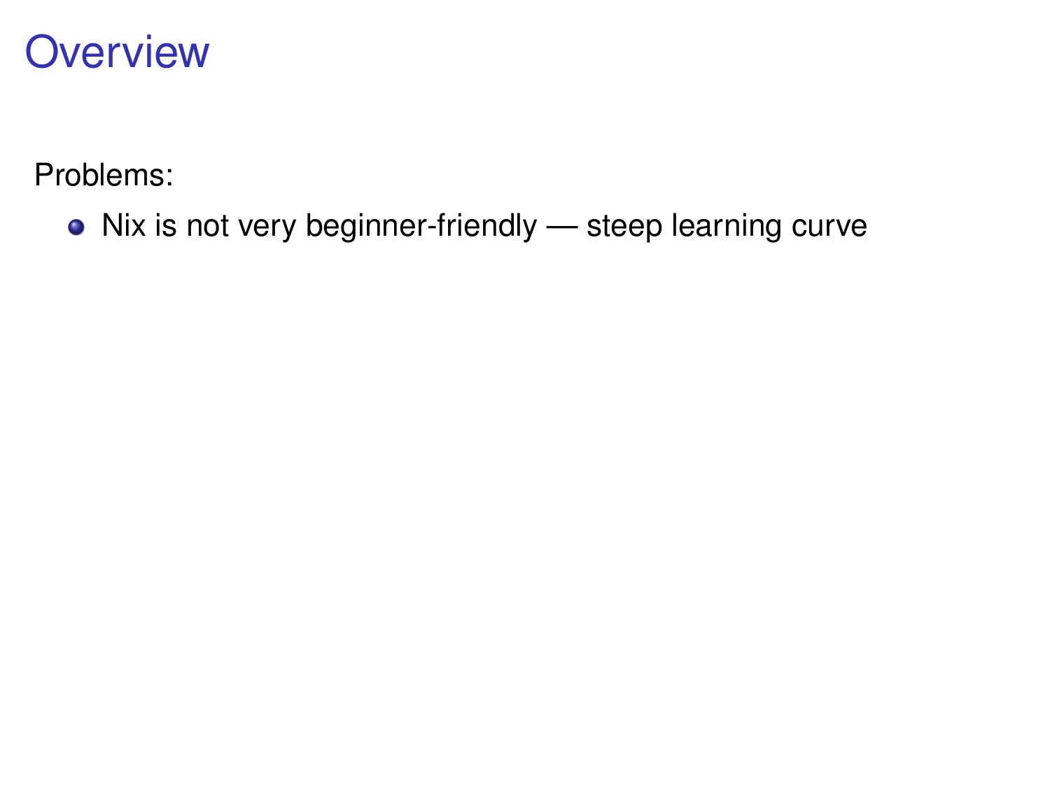# Overview

Problems:

- Nix is not very beginner-friendly — steep learning curve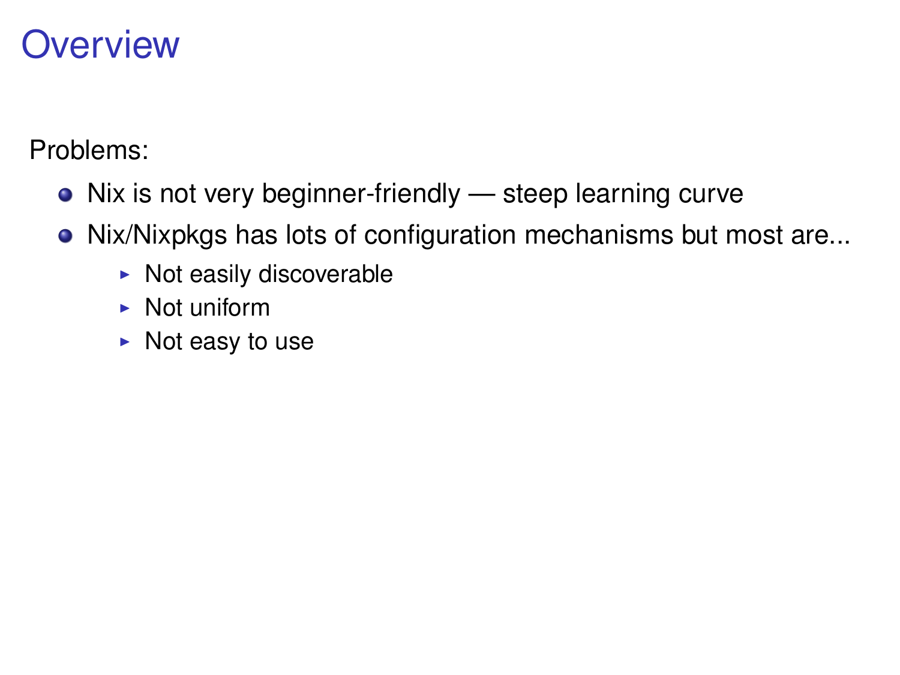# Overview

Problems:

- Nix is not very beginner-friendly — steep learning curve
- Nix/Nixpkgs has lots of configuration mechanisms but most are...
  - Not easily discoverable
  - Not uniform
  - Not easy to use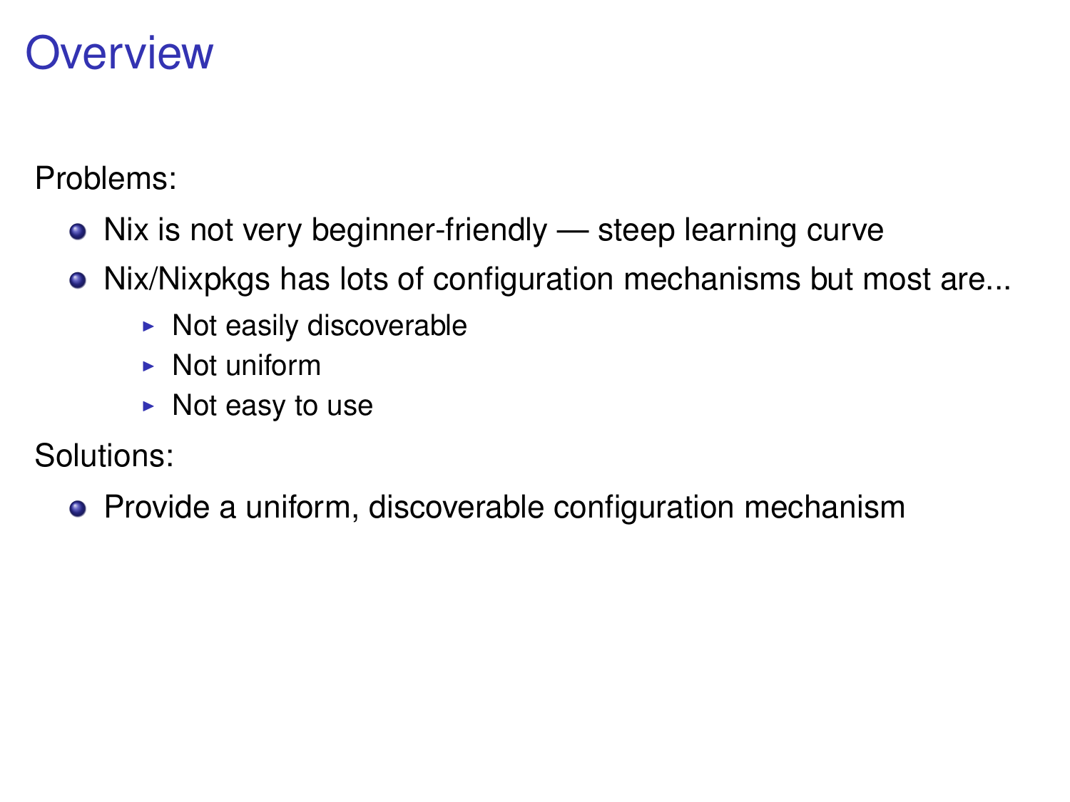# Overview

Problems:

- Nix is not very beginner-friendly — steep learning curve
- Nix/Nixpkgs has lots of configuration mechanisms but most are...
  - Not easily discoverable
  - Not uniform
  - Not easy to use

Solutions:

- Provide a uniform, discoverable configuration mechanism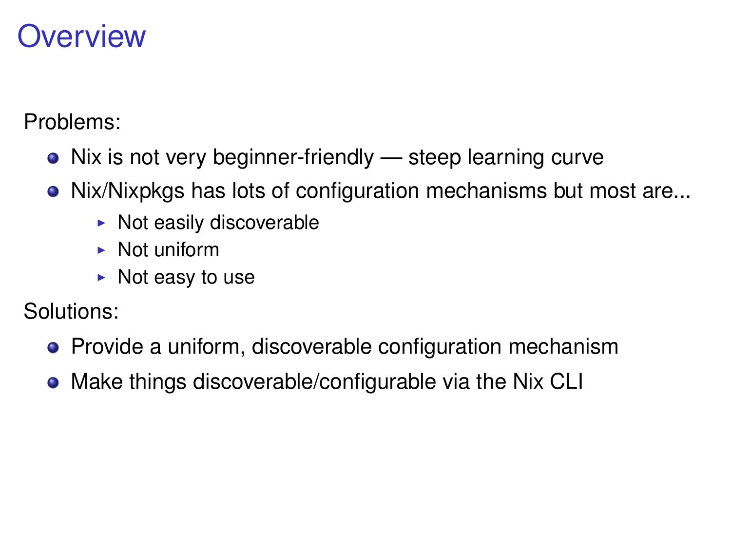# Overview

Problems:

- Nix is not very beginner-friendly — steep learning curve
- Nix/Nixpkgs has lots of configuration mechanisms but most are...
  - Not easily discoverable
  - Not uniform
  - Not easy to use

Solutions:

- Provide a uniform, discoverable configuration mechanism
- Make things discoverable/configurable via the Nix CLI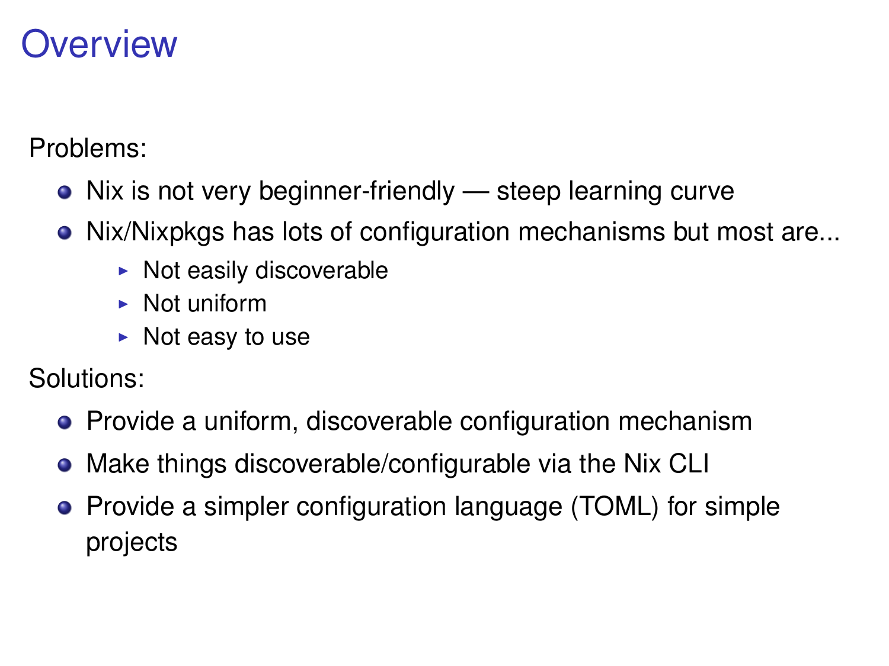# Overview

Problems:

- Nix is not very beginner-friendly — steep learning curve
- Nix/Nixpkgs has lots of configuration mechanisms but most are...
  - Not easily discoverable
  - Not uniform
  - Not easy to use

Solutions:

- Provide a uniform, discoverable configuration mechanism
- Make things discoverable/configurable via the Nix CLI
- Provide a simpler configuration language (TOML) for simple projects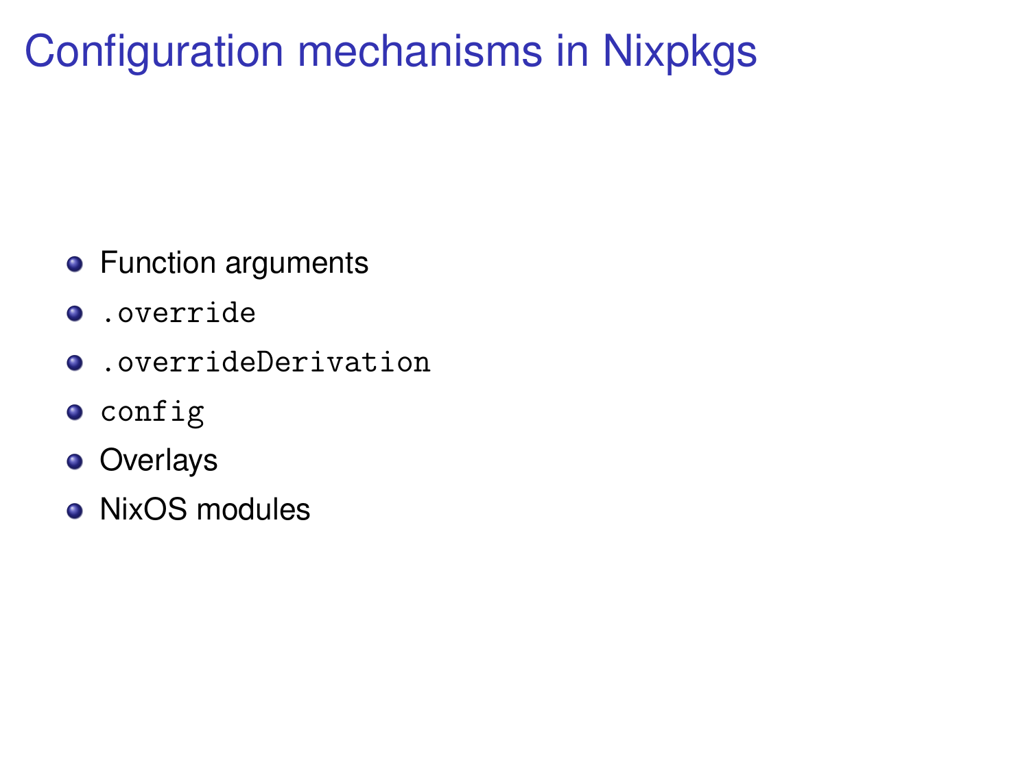# Configuration mechanisms in Nixpkgs

- Function arguments
- `.override`
- `.overrideDerivation`
- `config`
- Overlays
- NixOS modules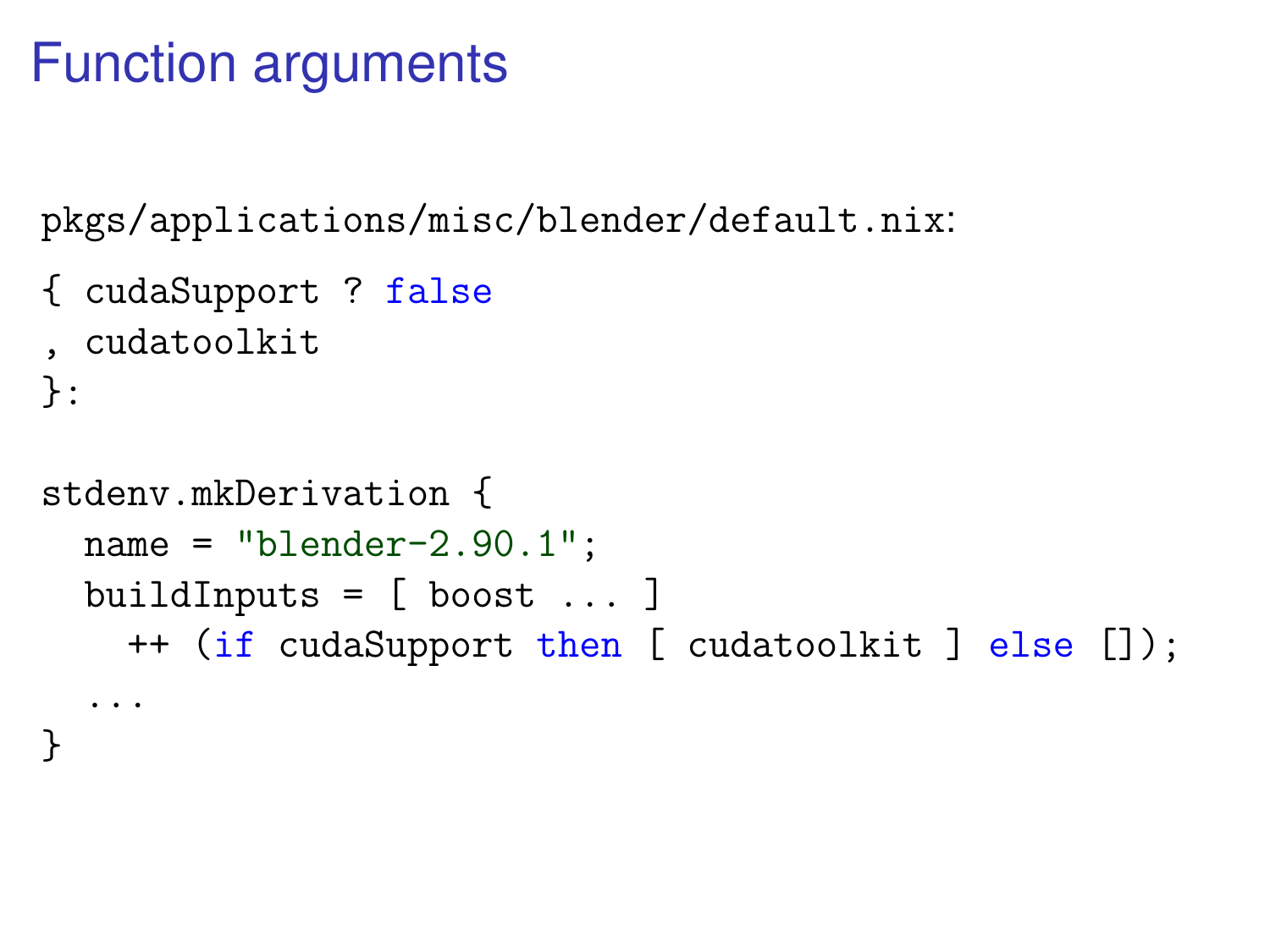# Function arguments

`pkgs/applications/misc/blender/default.nix`:

```
{ cudaSupport ? false
, cudatoolkit
}:

stdenv.mkDerivation {
  name = "blender-2.90.1";
  buildInputs = [ boost ... ]
    ++ (if cudaSupport then [ cudatoolkit ] else []);
  ...
}
```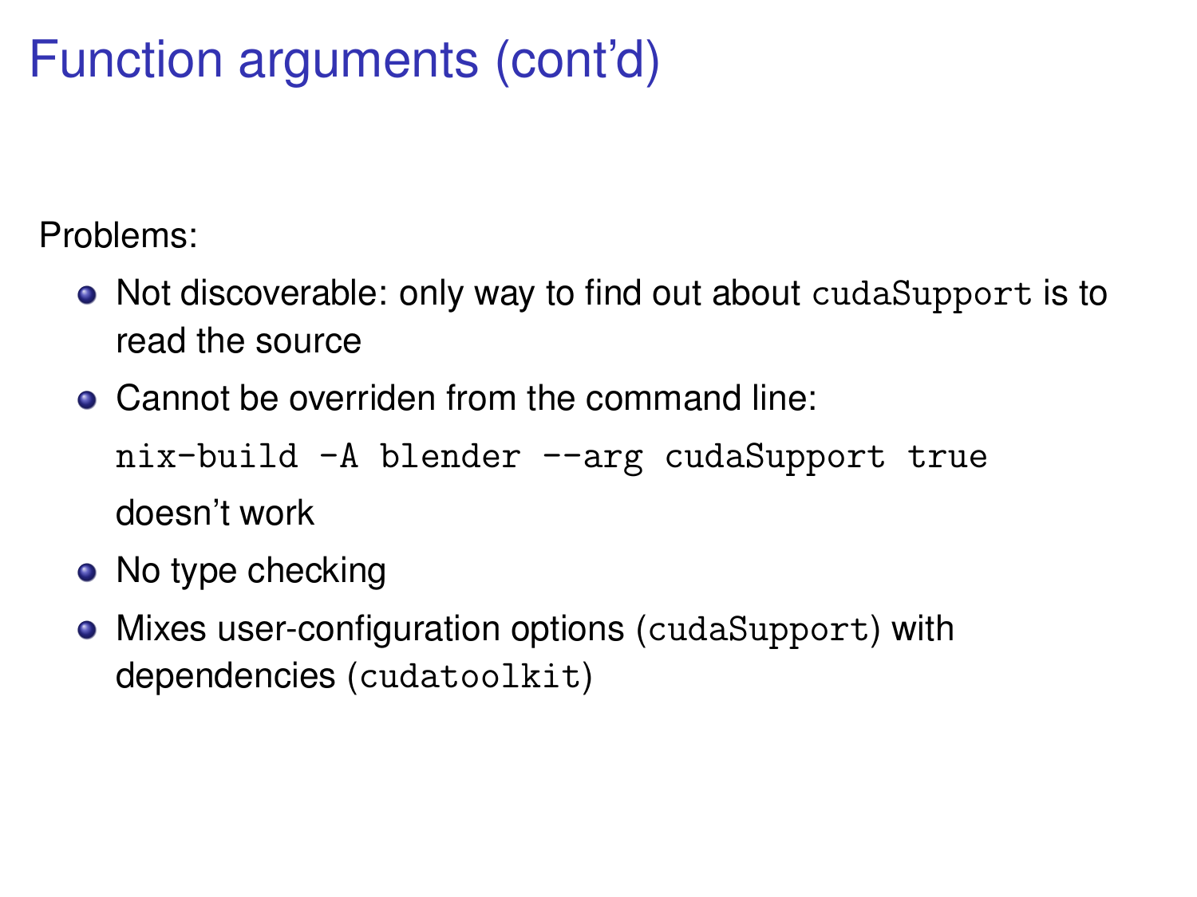# Function arguments (cont'd)

Problems:

- Not discoverable: only way to find out about `cudaSupport` is to read the source
- Cannot be overriden from the command line:

  `nix-build -A blender --arg cudaSupport true`

  doesn't work
- No type checking
- Mixes user-configuration options (`cudaSupport`) with dependencies (`cudatoolkit`)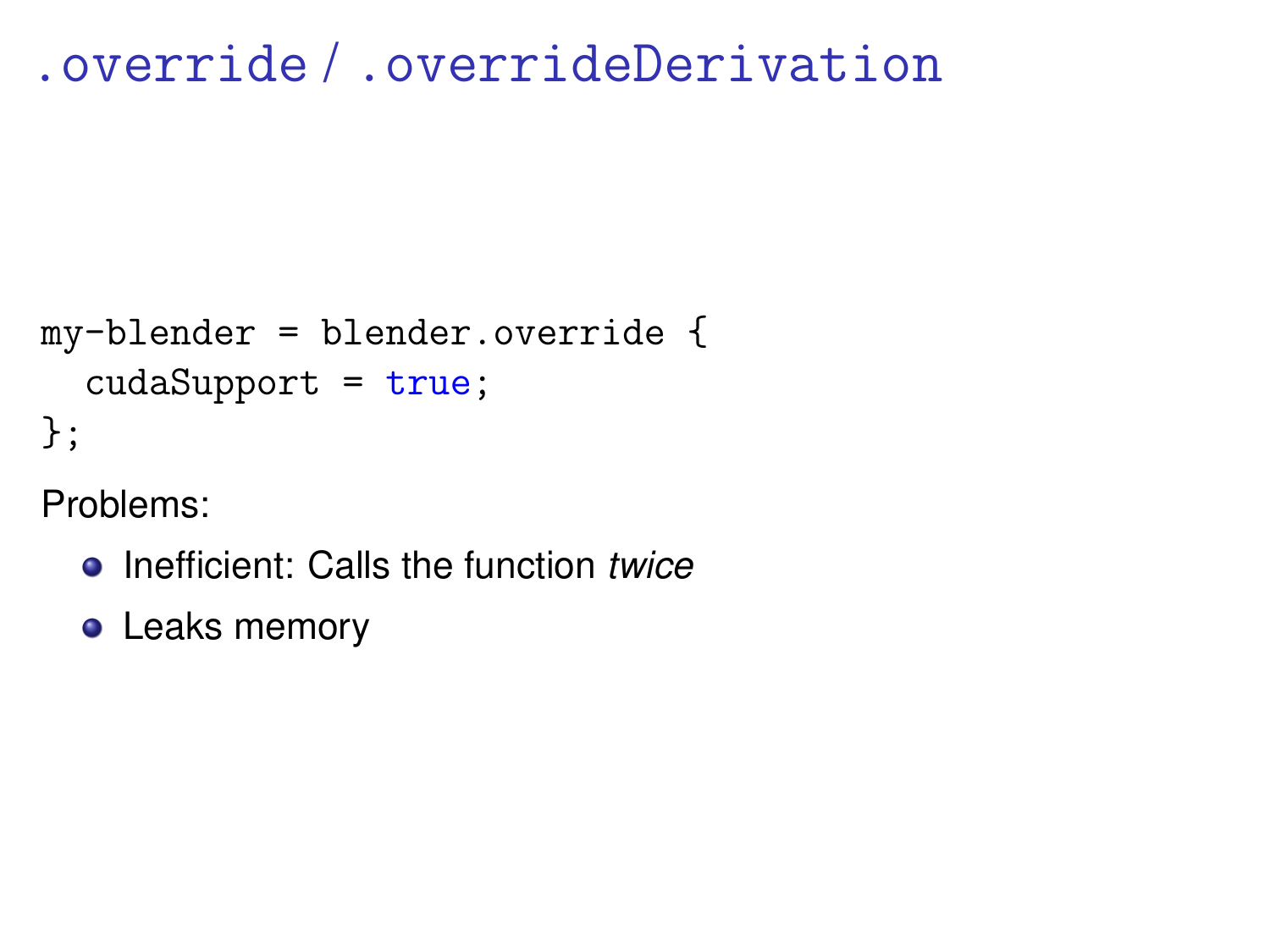# .override / .overrideDerivation

```
my-blender = blender.override {
  cudaSupport = true;
};
```

Problems:

- Inefficient: Calls the function *twice*
- Leaks memory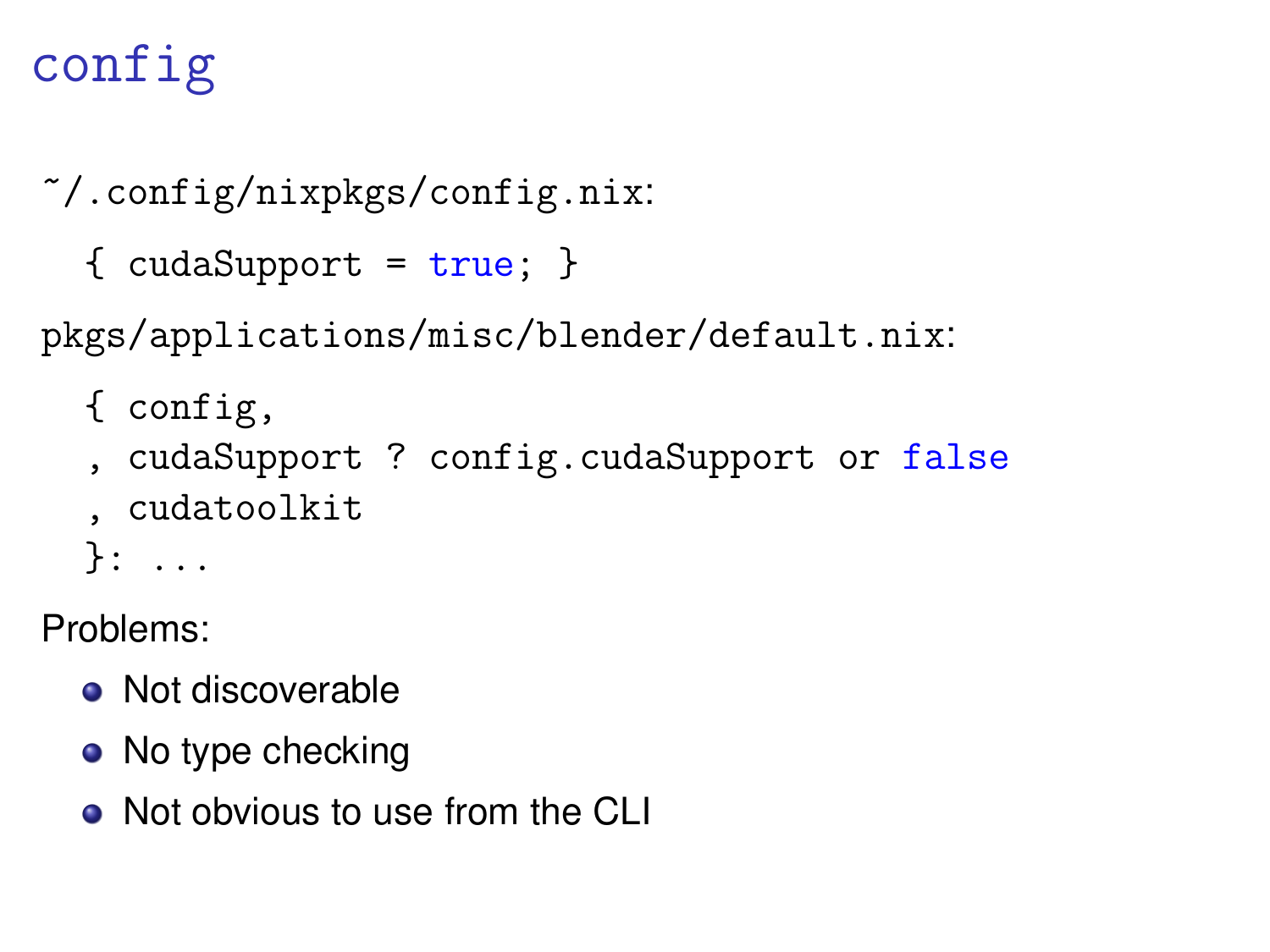# config

~/.config/nixpkgs/config.nix:

```
{ cudaSupport = true; }
```

pkgs/applications/misc/blender/default.nix:

```
{ config,
, cudaSupport ? config.cudaSupport or false
, cudatoolkit
}: ...
```

Problems:

- Not discoverable
- No type checking
- Not obvious to use from the CLI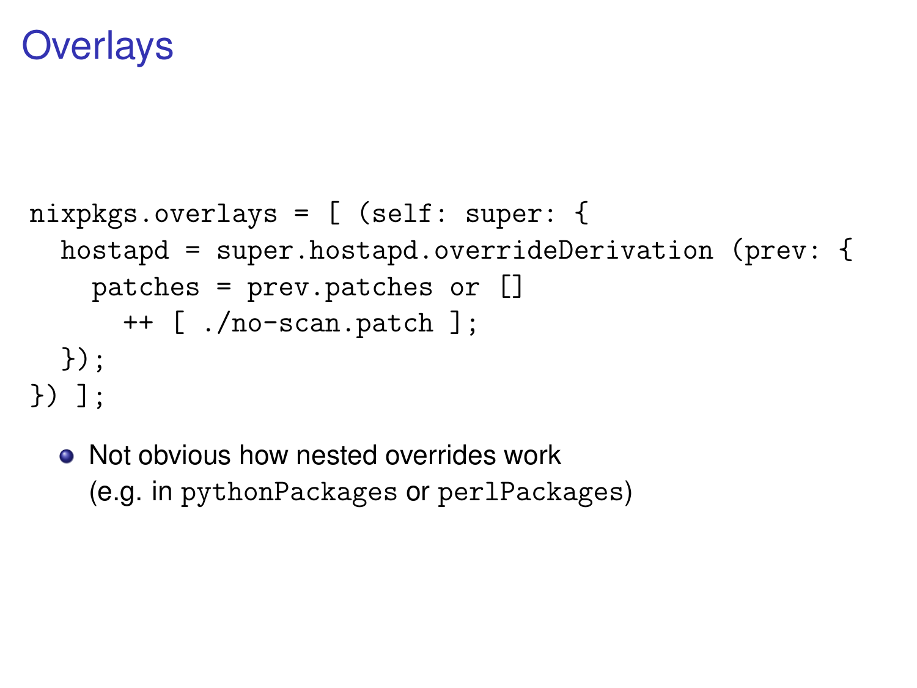# Overlays

```
nixpkgs.overlays = [ (self: super: {
  hostapd = super.hostapd.overrideDerivation (prev: {
    patches = prev.patches or []
      ++ [ ./no-scan.patch ];
  });
}) ];
```

- Not obvious how nested overrides work
  (e.g. in `pythonPackages` or `perlPackages`)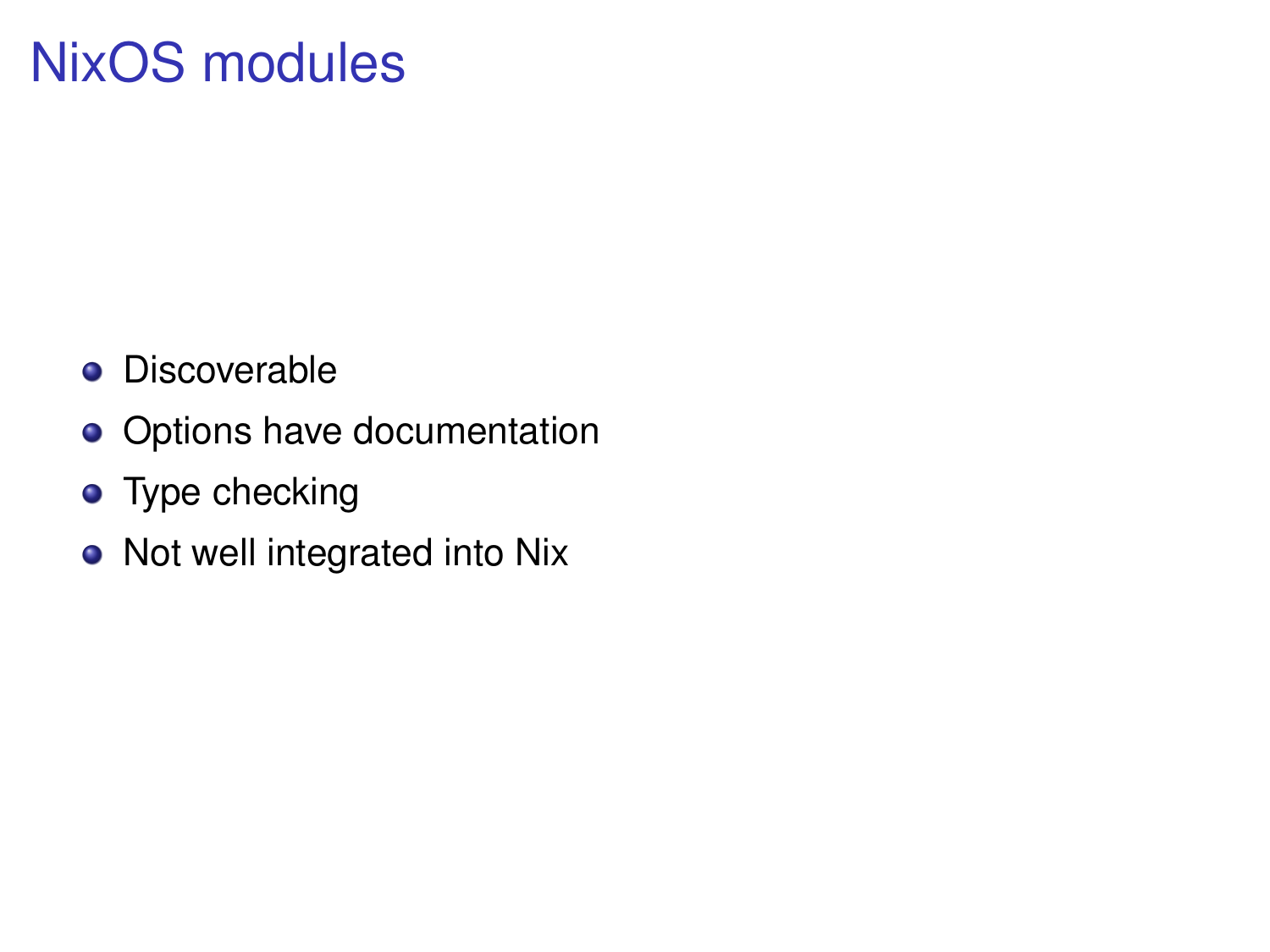# NixOS modules

- Discoverable
- Options have documentation
- Type checking
- Not well integrated into Nix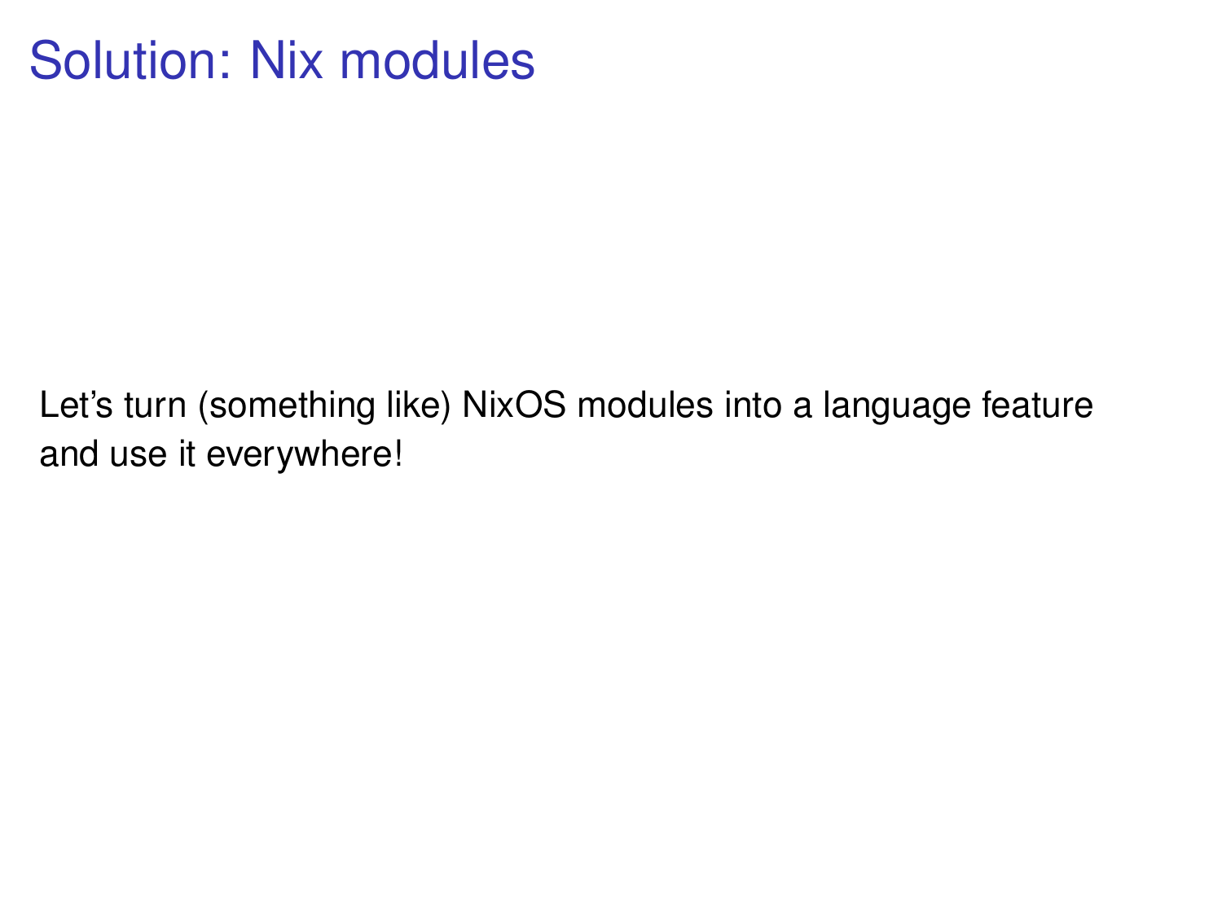# Solution: Nix modules

Let’s turn (something like) NixOS modules into a language feature and use it everywhere!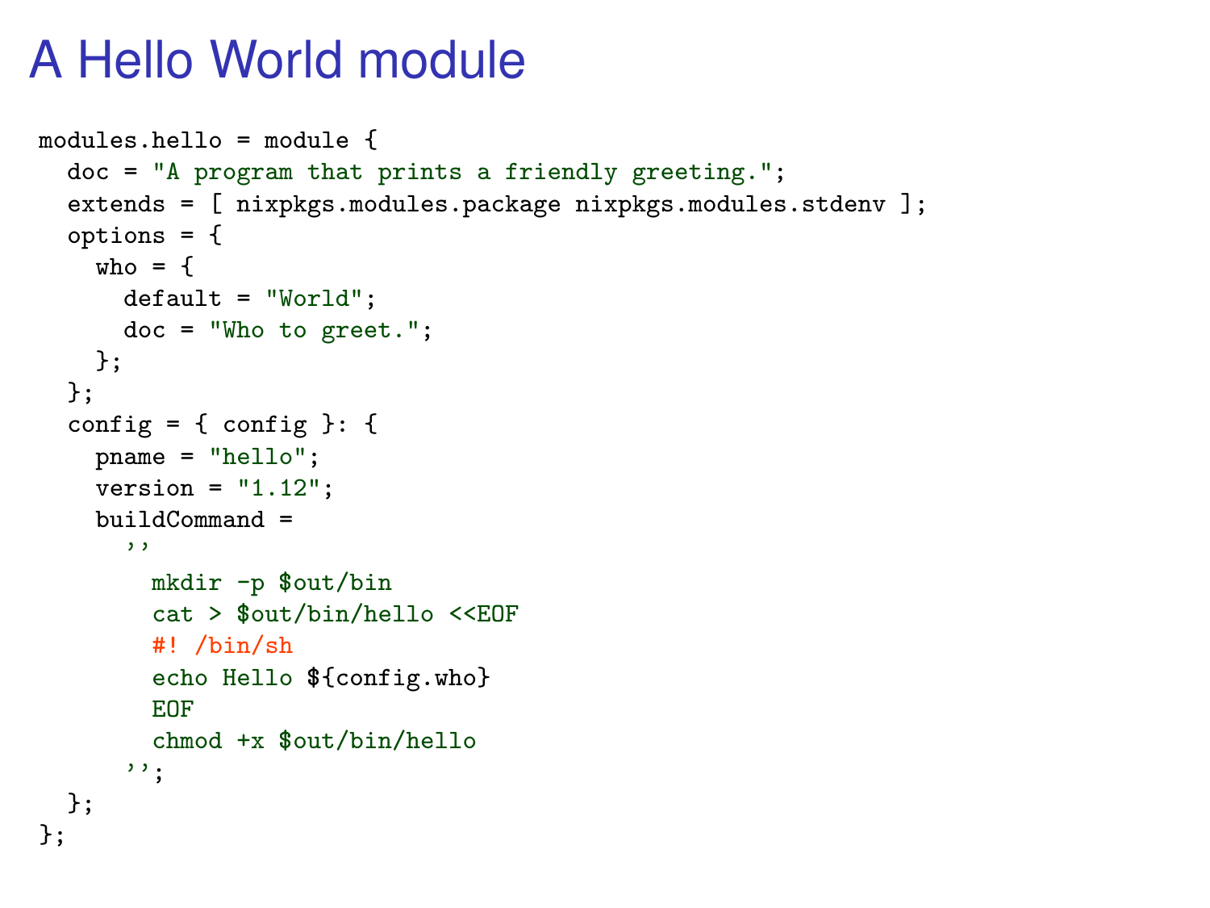# A Hello World module

```
modules.hello = module {
  doc = "A program that prints a friendly greeting.";
  extends = [ nixpkgs.modules.package nixpkgs.modules.stdenv ];
  options = {
    who = {
      default = "World";
      doc = "Who to greet.";
    };
  };
  config = { config }: {
    pname = "hello";
    version = "1.12";
    buildCommand =
      ''
        mkdir -p $out/bin
        cat > $out/bin/hello <<EOF
        #! /bin/sh
        echo Hello ${config.who}
        EOF
        chmod +x $out/bin/hello
      '';
  };
};
```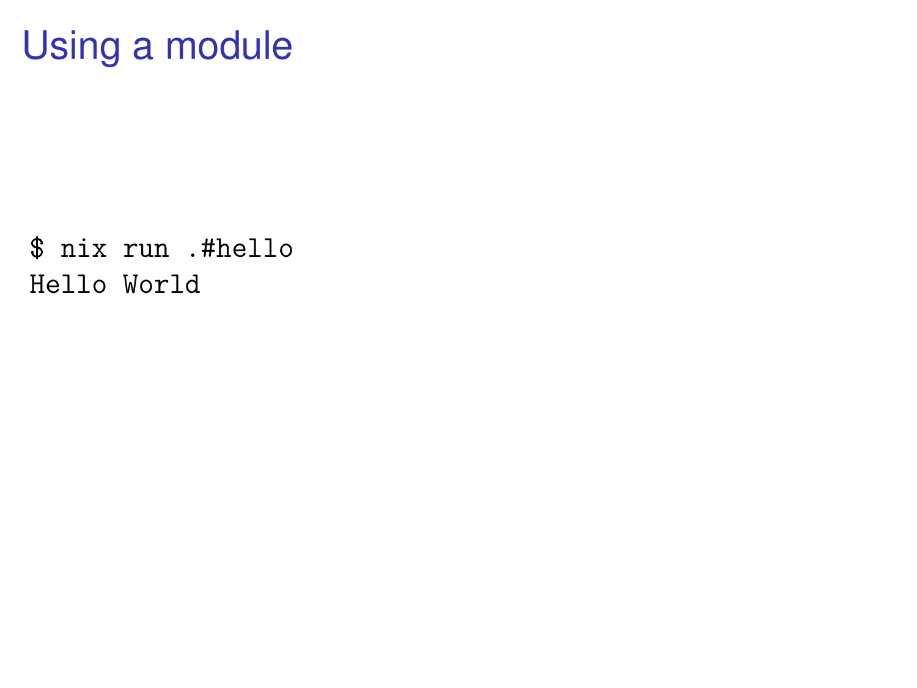# Using a module

```
$ nix run .#hello
Hello World
```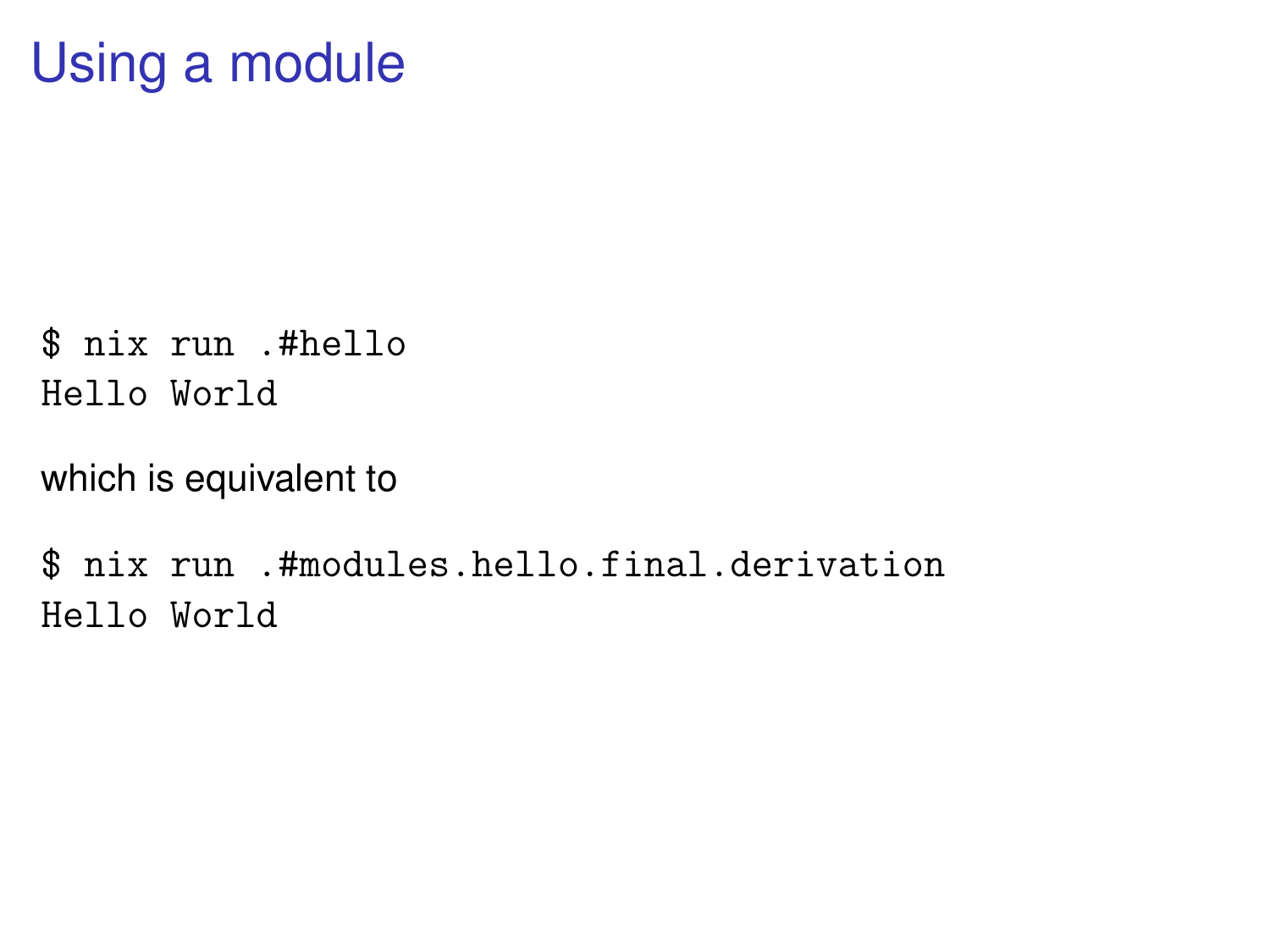# Using a module

```
$ nix run .#hello
Hello World
```

which is equivalent to

```
$ nix run .#modules.hello.final.derivation
Hello World
```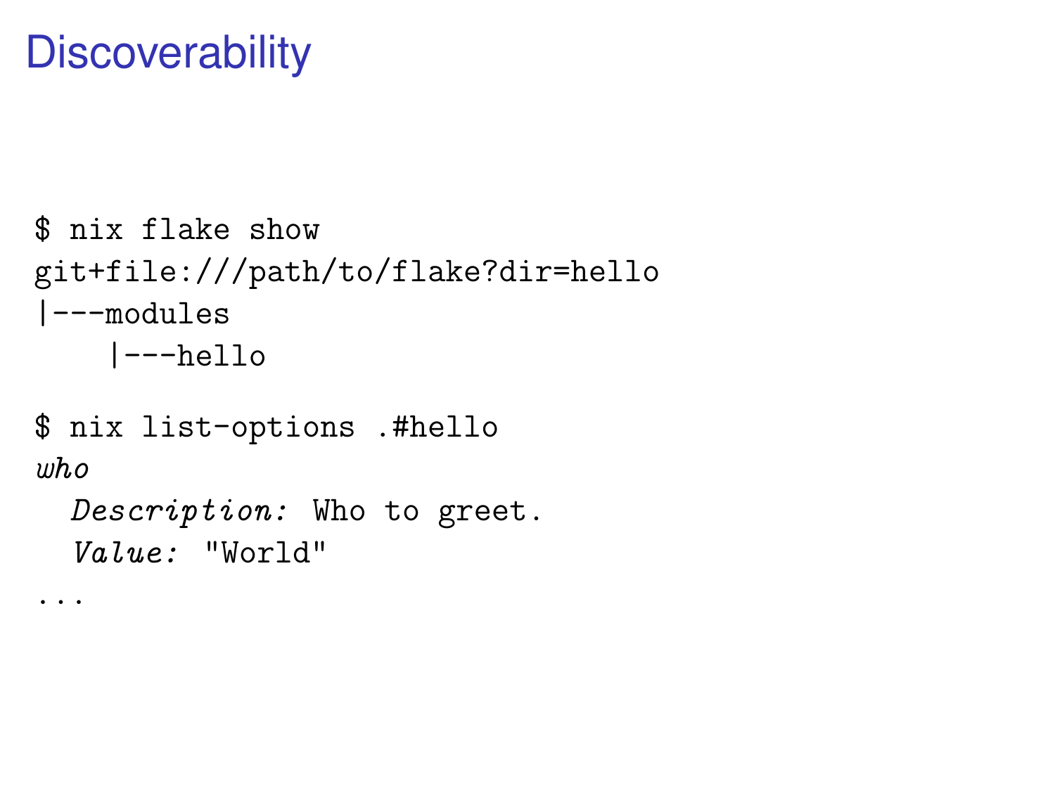# Discoverability

```
$ nix flake show
git+file:///path/to/flake?dir=hello
|---modules
    |---hello

$ nix list-options .#hello
who
  Description: Who to greet.
  Value: "World"
...
```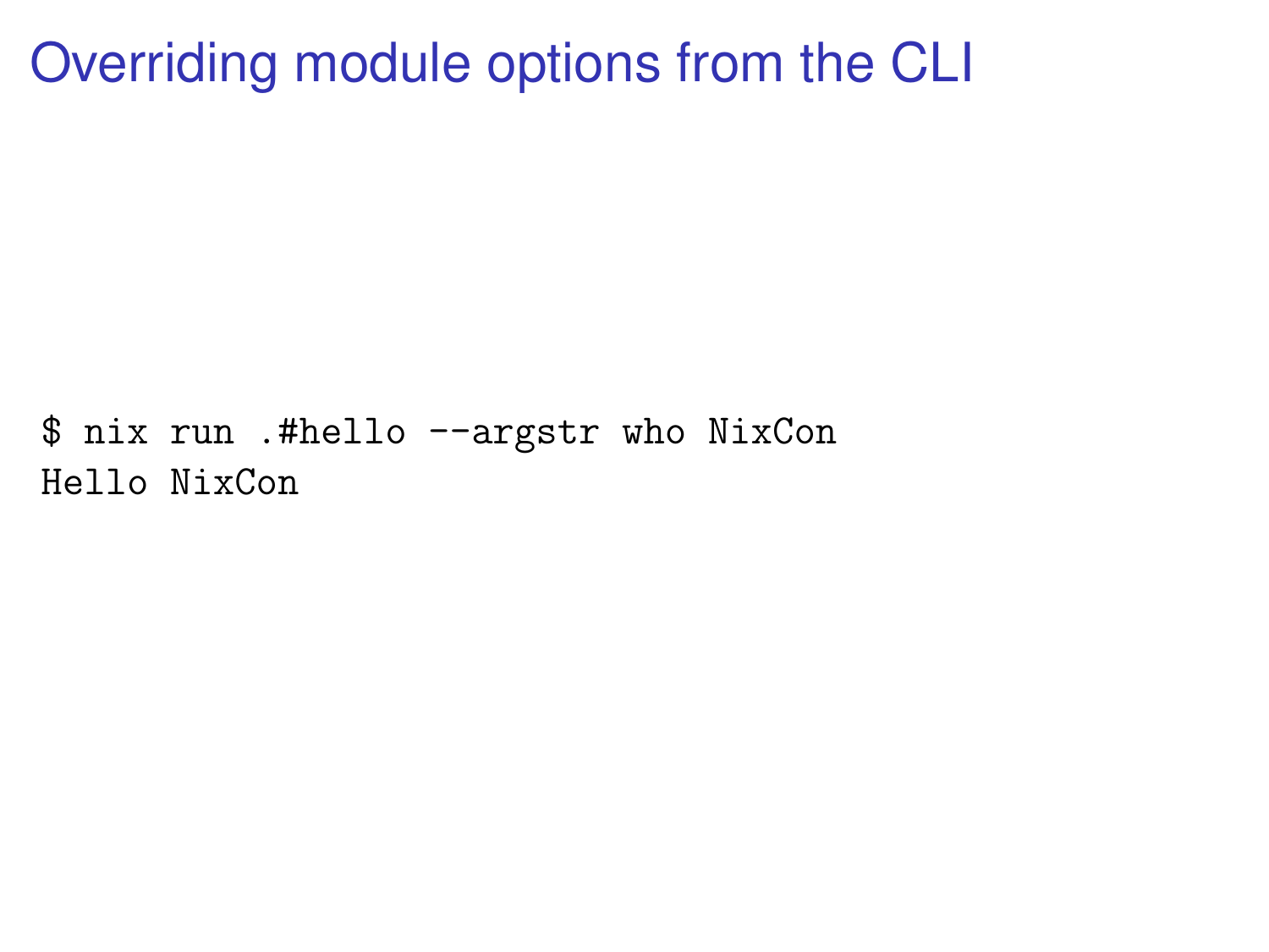# Overriding module options from the CLI

```
$ nix run .#hello --argstr who NixCon
Hello NixCon
```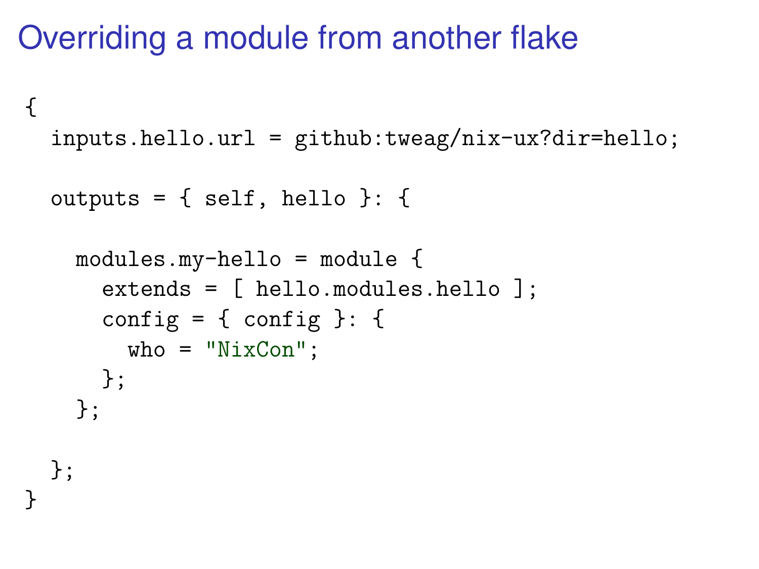# Overriding a module from another flake

```
{
  inputs.hello.url = github:tweag/nix-ux?dir=hello;

  outputs = { self, hello }: {

    modules.my-hello = module {
      extends = [ hello.modules.hello ];
      config = { config }: {
        who = "NixCon";
      };
    };

  };
}
```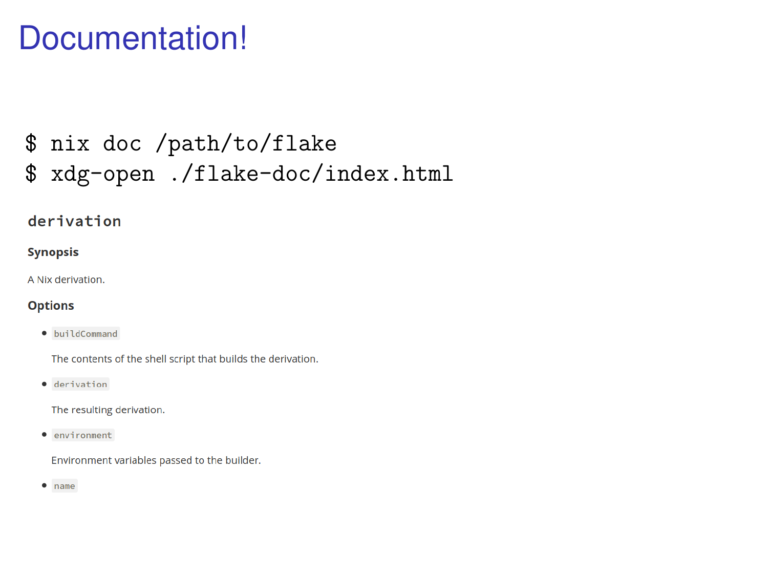# Documentation!

```
$ nix doc /path/to/flake
$ xdg-open ./flake-doc/index.html
```

## `derivation`

### Synopsis

A Nix derivation.

### Options

- `buildCommand`

  The contents of the shell script that builds the derivation.

- `derivation`

  The resulting derivation.

- `environment`

  Environment variables passed to the builder.

- `name`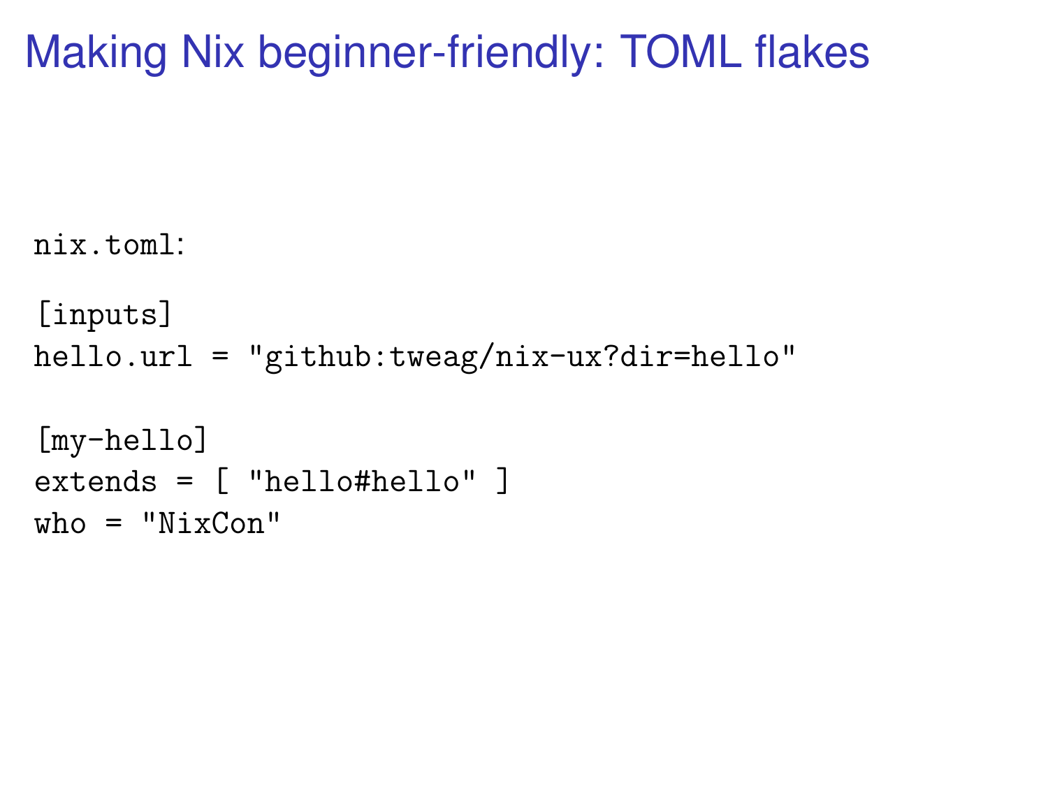# Making Nix beginner-friendly: TOML flakes

`nix.toml`:

```
[inputs]
hello.url = "github:tweag/nix-ux?dir=hello"

[my-hello]
extends = [ "hello#hello" ]
who = "NixCon"
```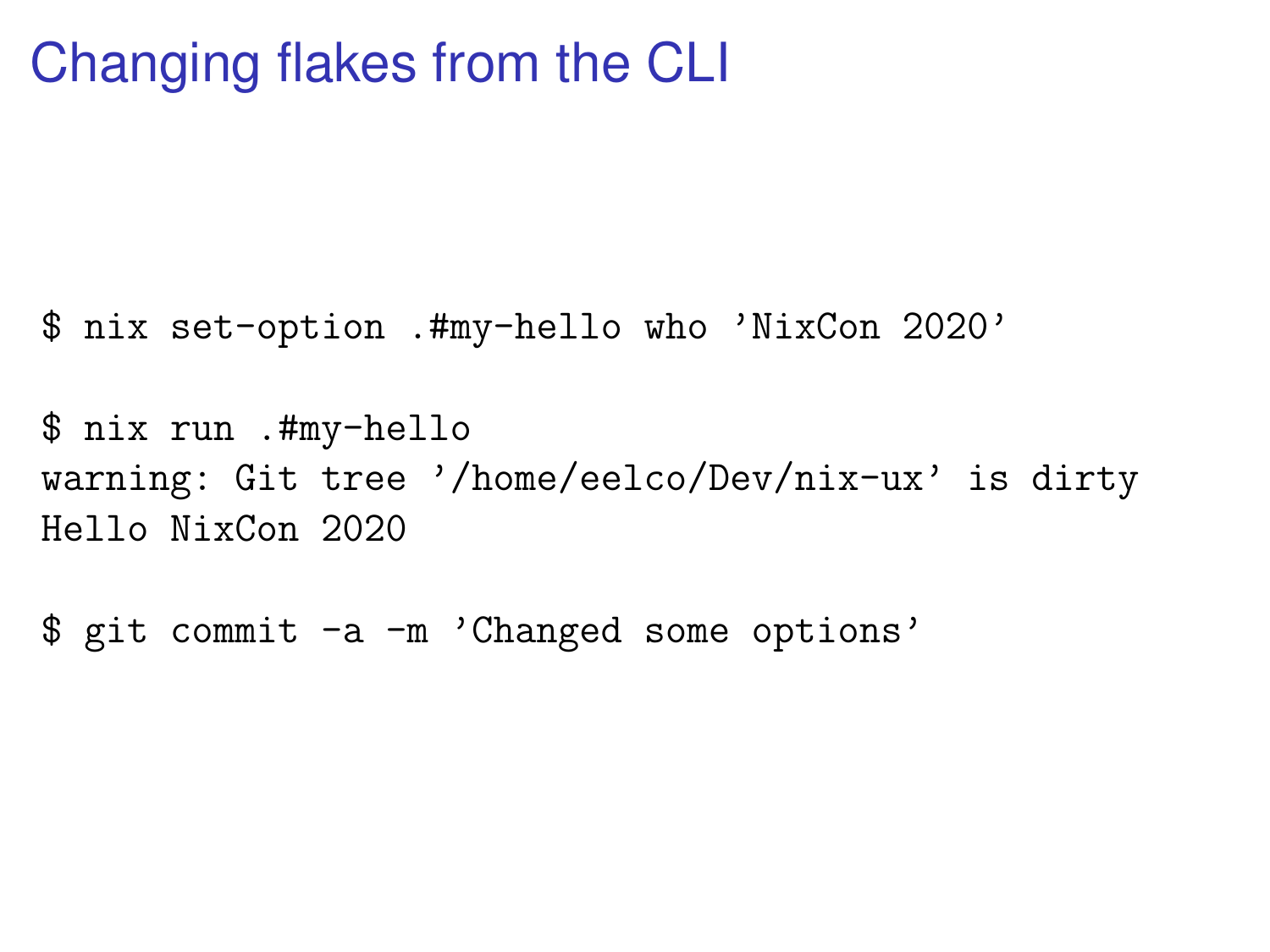# Changing flakes from the CLI

```
$ nix set-option .#my-hello who 'NixCon 2020'

$ nix run .#my-hello
warning: Git tree '/home/eelco/Dev/nix-ux' is dirty
Hello NixCon 2020

$ git commit -a -m 'Changed some options'
```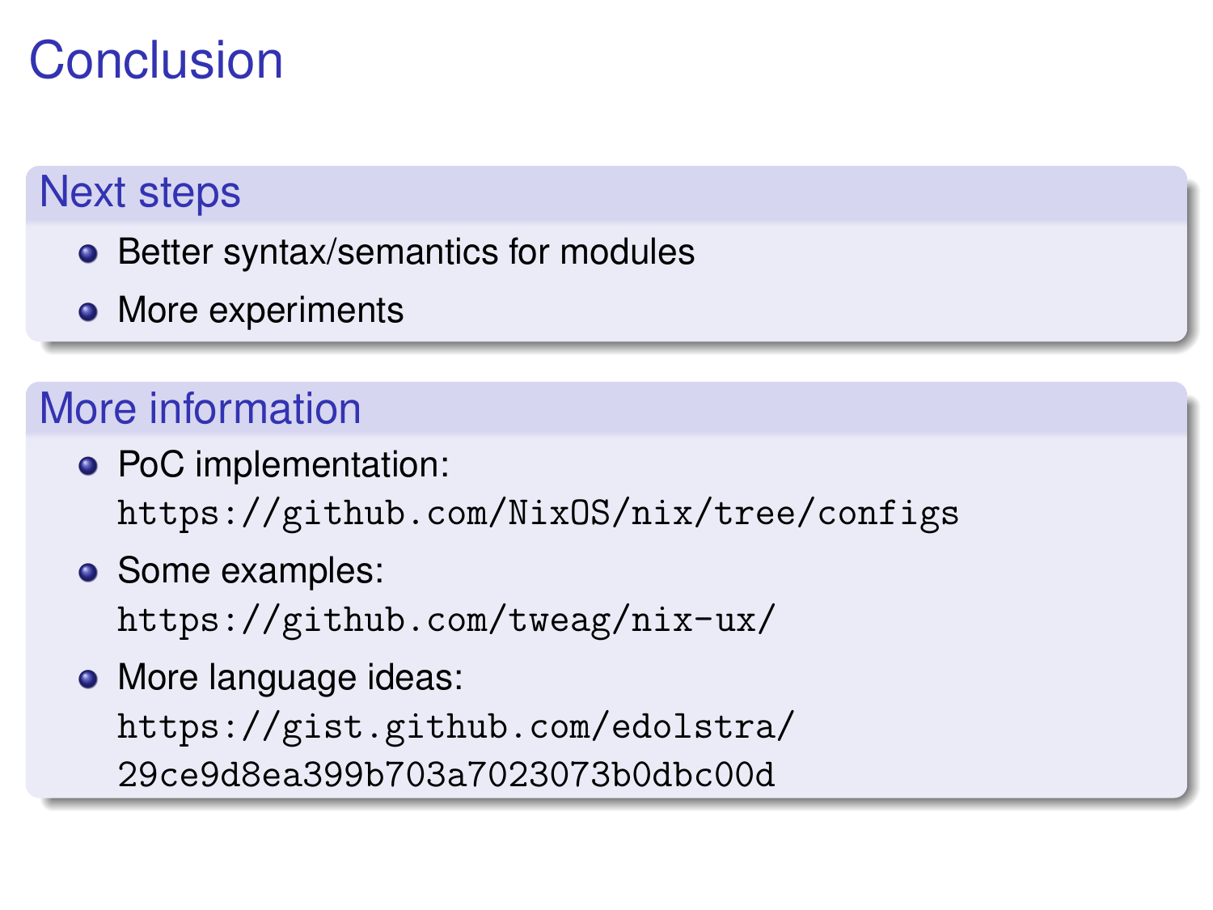# Conclusion

## Next steps

- Better syntax/semantics for modules
- More experiments

## More information

- PoC implementation:
  `https://github.com/NixOS/nix/tree/configs`
- Some examples:
  `https://github.com/tweag/nix-ux/`
- More language ideas:
  `https://gist.github.com/edolstra/29ce9d8ea399b703a7023073b0dbc00d`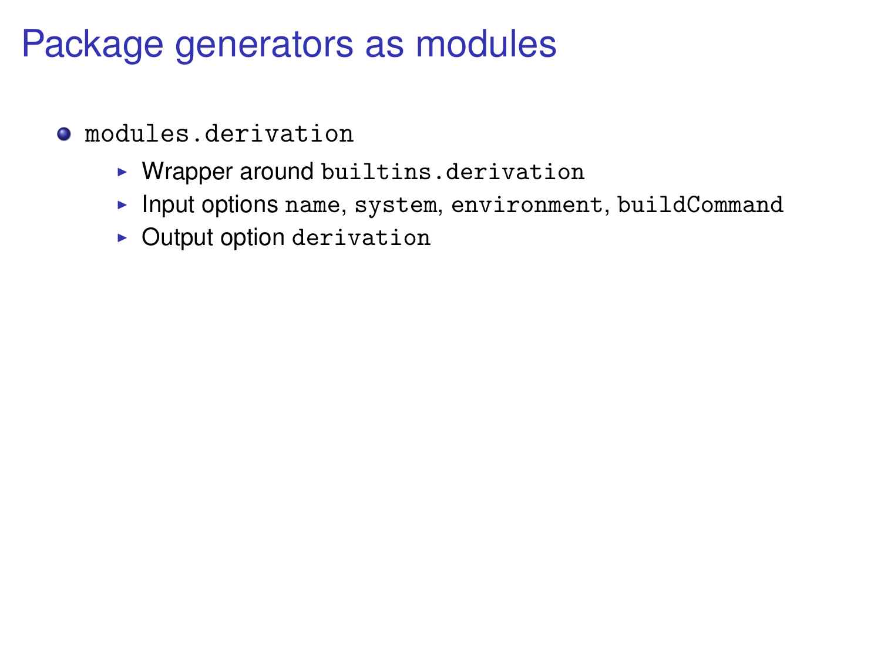# Package generators as modules

- `modules.derivation`
  - Wrapper around `builtins.derivation`
  - Input options `name`, `system`, `environment`, `buildCommand`
  - Output option `derivation`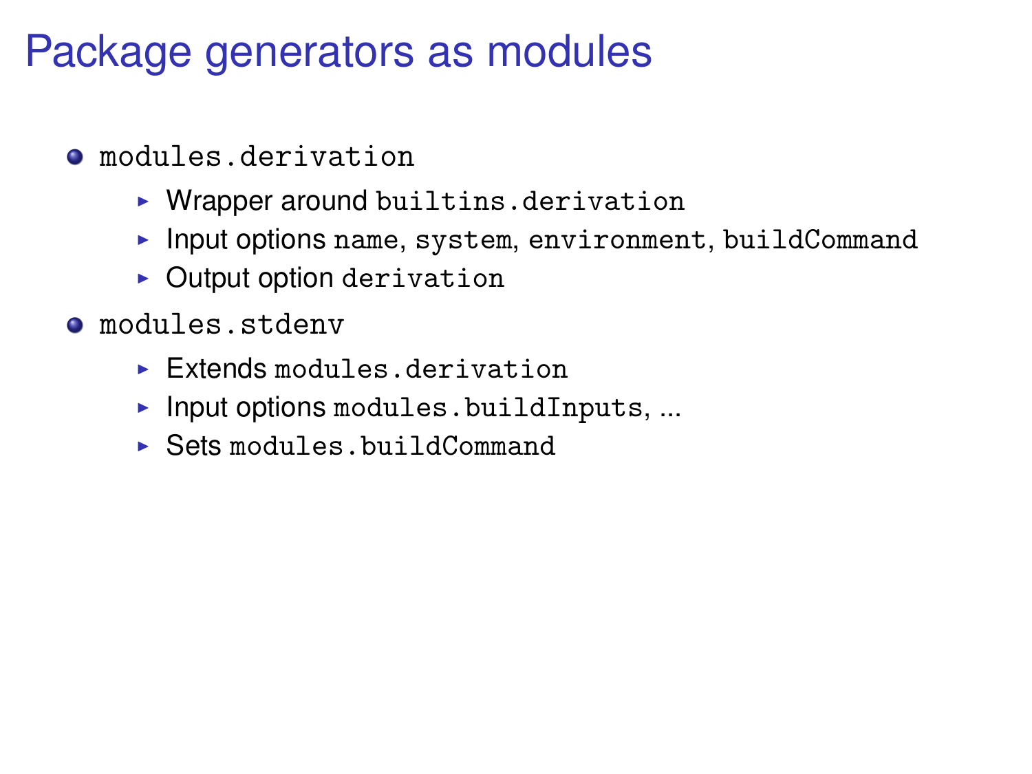# Package generators as modules

- `modules.derivation`
  - Wrapper around `builtins.derivation`
  - Input options `name`, `system`, `environment`, `buildCommand`
  - Output option `derivation`
- `modules.stdenv`
  - Extends `modules.derivation`
  - Input options `modules.buildInputs`, ...
  - Sets `modules.buildCommand`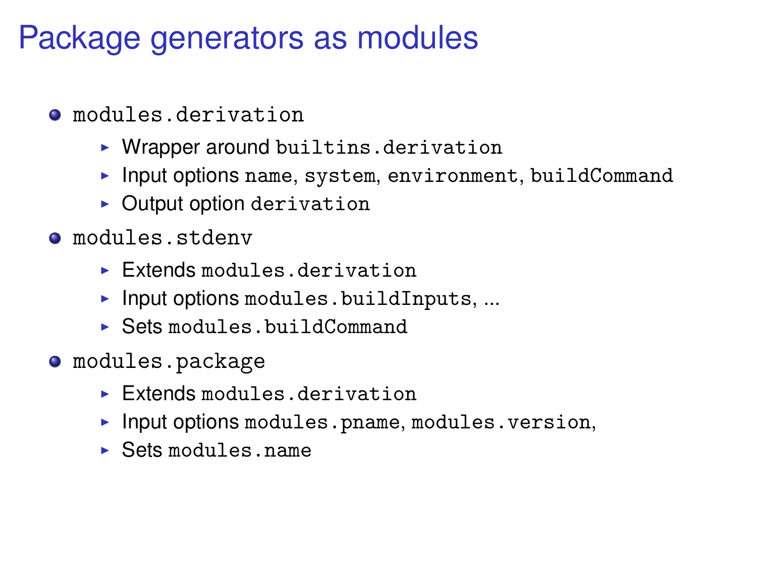# Package generators as modules

- `modules.derivation`
  - Wrapper around `builtins.derivation`
  - Input options `name`, `system`, `environment`, `buildCommand`
  - Output option `derivation`
- `modules.stdenv`
  - Extends `modules.derivation`
  - Input options `modules.buildInputs`, ...
  - Sets `modules.buildCommand`
- `modules.package`
  - Extends `modules.derivation`
  - Input options `modules.pname`, `modules.version`,
  - Sets `modules.name`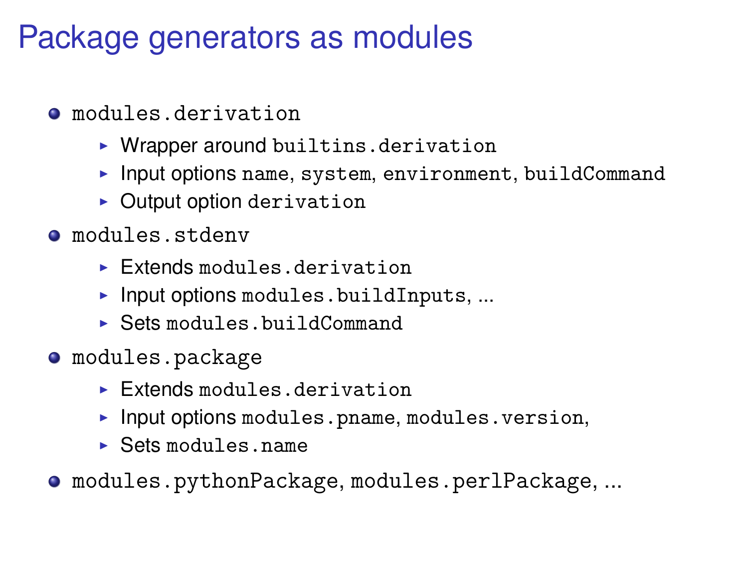# Package generators as modules

- `modules.derivation`
  - Wrapper around `builtins.derivation`
  - Input options `name`, `system`, `environment`, `buildCommand`
  - Output option `derivation`
- `modules.stdenv`
  - Extends `modules.derivation`
  - Input options `modules.buildInputs`, ...
  - Sets `modules.buildCommand`
- `modules.package`
  - Extends `modules.derivation`
  - Input options `modules.pname`, `modules.version`,
  - Sets `modules.name`
- `modules.pythonPackage`, `modules.perlPackage`, ...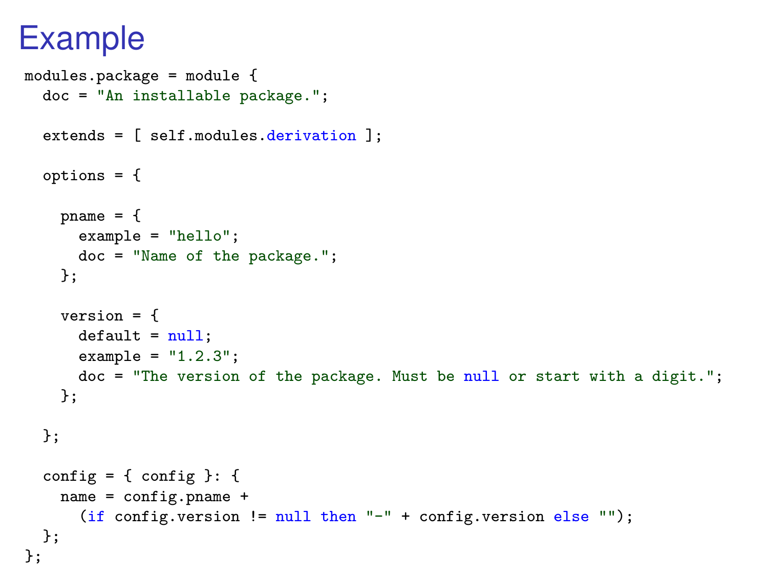# Example

```
modules.package = module {
  doc = "An installable package.";

  extends = [ self.modules.derivation ];

  options = {

    pname = {
      example = "hello";
      doc = "Name of the package.";
    };

    version = {
      default = null;
      example = "1.2.3";
      doc = "The version of the package. Must be null or start with a digit.";
    };

  };

  config = { config }: {
    name = config.pname +
      (if config.version != null then "-" + config.version else "");
  };
};
```